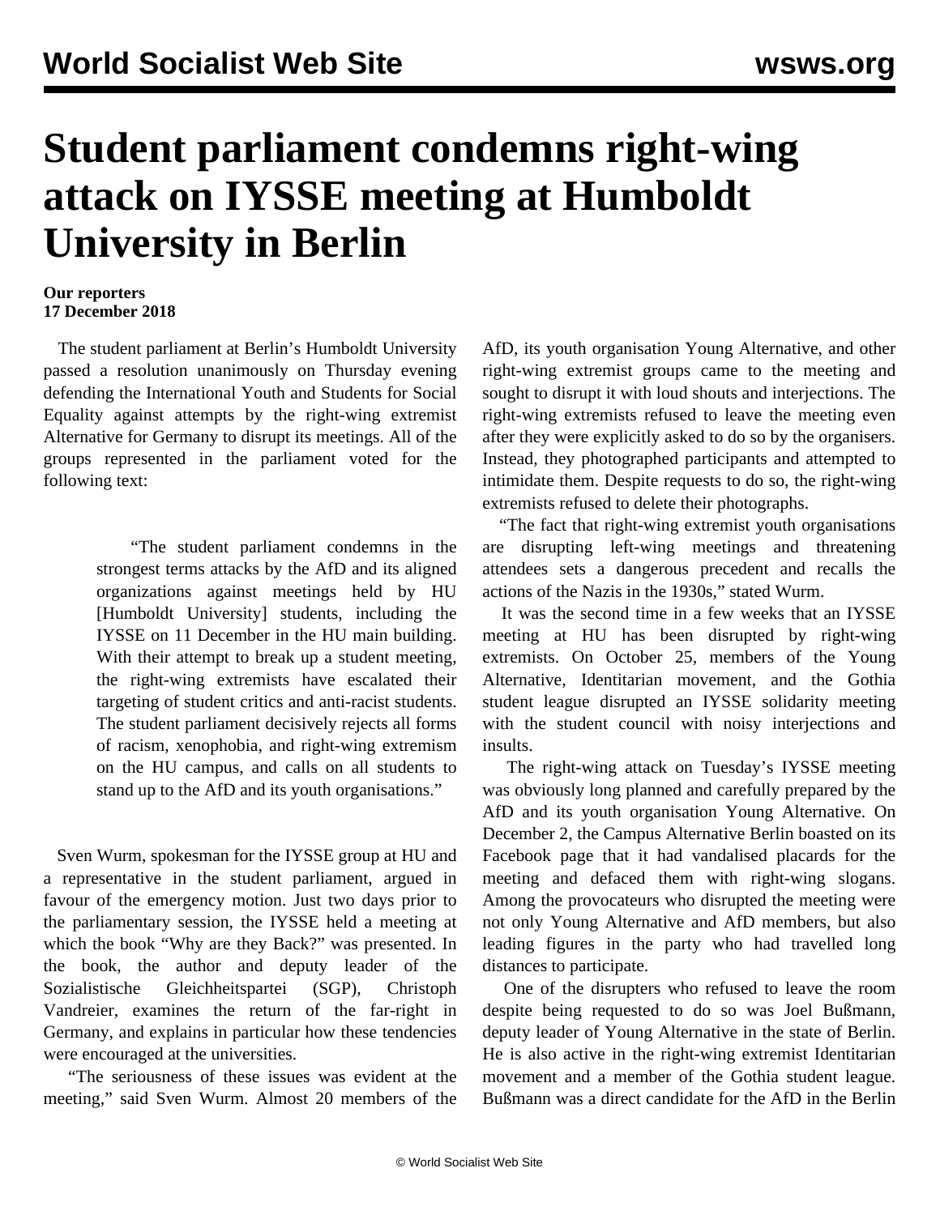# Student parliament condemns right-wing attack on IYSSE meeting at Humboldt University in Berlin

**Our reporters**
**17 December 2018**

The student parliament at Berlin's Humboldt University passed a resolution unanimously on Thursday evening defending the International Youth and Students for Social Equality against attempts by the right-wing extremist Alternative for Germany to disrupt its meetings. All of the groups represented in the parliament voted for the following text:

> "The student parliament condemns in the strongest terms attacks by the AfD and its aligned organizations against meetings held by HU [Humboldt University] students, including the IYSSE on 11 December in the HU main building. With their attempt to break up a student meeting, the right-wing extremists have escalated their targeting of student critics and anti-racist students. The student parliament decisively rejects all forms of racism, xenophobia, and right-wing extremism on the HU campus, and calls on all students to stand up to the AfD and its youth organisations."

Sven Wurm, spokesman for the IYSSE group at HU and a representative in the student parliament, argued in favour of the emergency motion. Just two days prior to the parliamentary session, the IYSSE held a meeting at which the book "Why are they Back?" was presented. In the book, the author and deputy leader of the Sozialistische Gleichheitspartei (SGP), Christoph Vandreier, examines the return of the far-right in Germany, and explains in particular how these tendencies were encouraged at the universities.

"The seriousness of these issues was evident at the meeting," said Sven Wurm. Almost 20 members of the AfD, its youth organisation Young Alternative, and other right-wing extremist groups came to the meeting and sought to disrupt it with loud shouts and interjections. The right-wing extremists refused to leave the meeting even after they were explicitly asked to do so by the organisers. Instead, they photographed participants and attempted to intimidate them. Despite requests to do so, the right-wing extremists refused to delete their photographs.

"The fact that right-wing extremist youth organisations are disrupting left-wing meetings and threatening attendees sets a dangerous precedent and recalls the actions of the Nazis in the 1930s," stated Wurm.

It was the second time in a few weeks that an IYSSE meeting at HU has been disrupted by right-wing extremists. On October 25, members of the Young Alternative, Identitarian movement, and the Gothia student league disrupted an IYSSE solidarity meeting with the student council with noisy interjections and insults.

The right-wing attack on Tuesday's IYSSE meeting was obviously long planned and carefully prepared by the AfD and its youth organisation Young Alternative. On December 2, the Campus Alternative Berlin boasted on its Facebook page that it had vandalised placards for the meeting and defaced them with right-wing slogans. Among the provocateurs who disrupted the meeting were not only Young Alternative and AfD members, but also leading figures in the party who had travelled long distances to participate.

One of the disrupters who refused to leave the room despite being requested to do so was Joel Bußmann, deputy leader of Young Alternative in the state of Berlin. He is also active in the right-wing extremist Identitarian movement and a member of the Gothia student league. Bußmann was a direct candidate for the AfD in the Berlin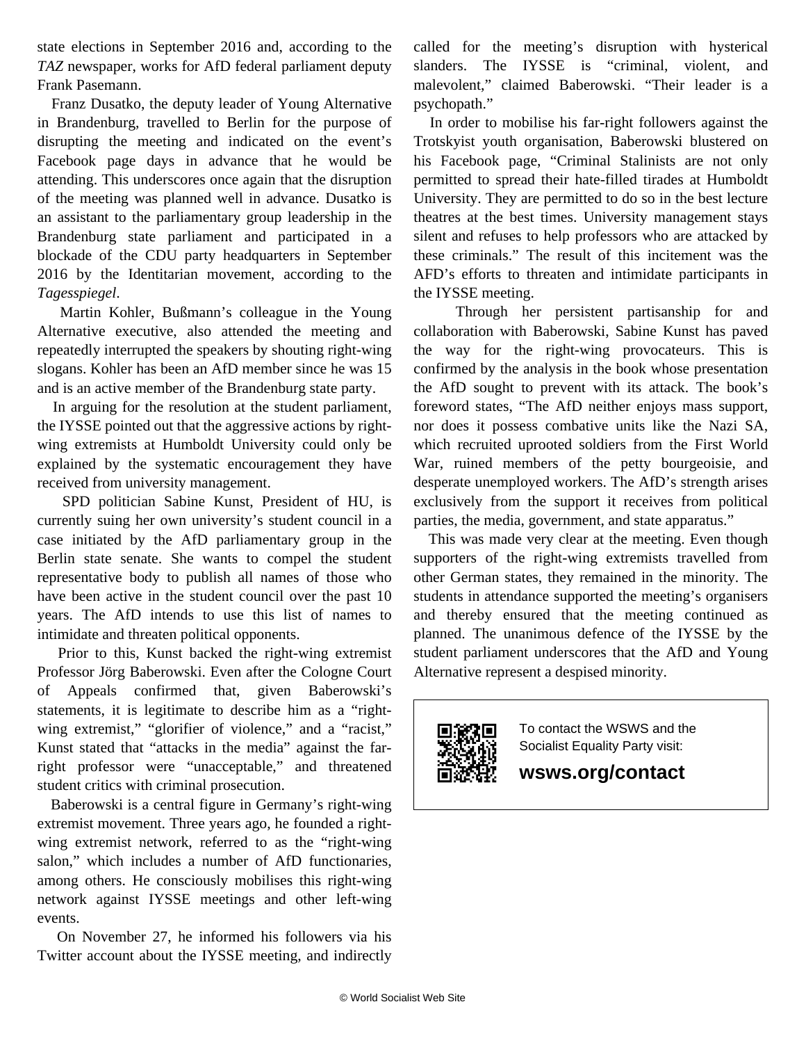state elections in September 2016 and, according to the *TAZ* newspaper, works for AfD federal parliament deputy Frank Pasemann.

Franz Dusatko, the deputy leader of Young Alternative in Brandenburg, travelled to Berlin for the purpose of disrupting the meeting and indicated on the event's Facebook page days in advance that he would be attending. This underscores once again that the disruption of the meeting was planned well in advance. Dusatko is an assistant to the parliamentary group leadership in the Brandenburg state parliament and participated in a blockade of the CDU party headquarters in September 2016 by the Identitarian movement, according to the *Tagesspiegel*.

Martin Kohler, Bußmann's colleague in the Young Alternative executive, also attended the meeting and repeatedly interrupted the speakers by shouting right-wing slogans. Kohler has been an AfD member since he was 15 and is an active member of the Brandenburg state party.

In arguing for the resolution at the student parliament, the IYSSE pointed out that the aggressive actions by right-wing extremists at Humboldt University could only be explained by the systematic encouragement they have received from university management.

SPD politician Sabine Kunst, President of HU, is currently suing her own university's student council in a case initiated by the AfD parliamentary group in the Berlin state senate. She wants to compel the student representative body to publish all names of those who have been active in the student council over the past 10 years. The AfD intends to use this list of names to intimidate and threaten political opponents.

Prior to this, Kunst backed the right-wing extremist Professor Jörg Baberowski. Even after the Cologne Court of Appeals confirmed that, given Baberowski's statements, it is legitimate to describe him as a "right-wing extremist," "glorifier of violence," and a "racist," Kunst stated that "attacks in the media" against the far-right professor were "unacceptable," and threatened student critics with criminal prosecution.

Baberowski is a central figure in Germany's right-wing extremist movement. Three years ago, he founded a right-wing extremist network, referred to as the "right-wing salon," which includes a number of AfD functionaries, among others. He consciously mobilises this right-wing network against IYSSE meetings and other left-wing events.

On November 27, he informed his followers via his Twitter account about the IYSSE meeting, and indirectly called for the meeting's disruption with hysterical slanders. The IYSSE is "criminal, violent, and malevolent," claimed Baberowski. "Their leader is a psychopath."

In order to mobilise his far-right followers against the Trotskyist youth organisation, Baberowski blustered on his Facebook page, "Criminal Stalinists are not only permitted to spread their hate-filled tirades at Humboldt University. They are permitted to do so in the best lecture theatres at the best times. University management stays silent and refuses to help professors who are attacked by these criminals." The result of this incitement was the AFD's efforts to threaten and intimidate participants in the IYSSE meeting.

Through her persistent partisanship for and collaboration with Baberowski, Sabine Kunst has paved the way for the right-wing provocateurs. This is confirmed by the analysis in the book whose presentation the AfD sought to prevent with its attack. The book's foreword states, "The AfD neither enjoys mass support, nor does it possess combative units like the Nazi SA, which recruited uprooted soldiers from the First World War, ruined members of the petty bourgeoisie, and desperate unemployed workers. The AfD's strength arises exclusively from the support it receives from political parties, the media, government, and state apparatus."

This was made very clear at the meeting. Even though supporters of the right-wing extremists travelled from other German states, they remained in the minority. The students in attendance supported the meeting's organisers and thereby ensured that the meeting continued as planned. The unanimous defence of the IYSSE by the student parliament underscores that the AfD and Young Alternative represent a despised minority.

To contact the WSWS and the Socialist Equality Party visit:

**wsws.org/contact**